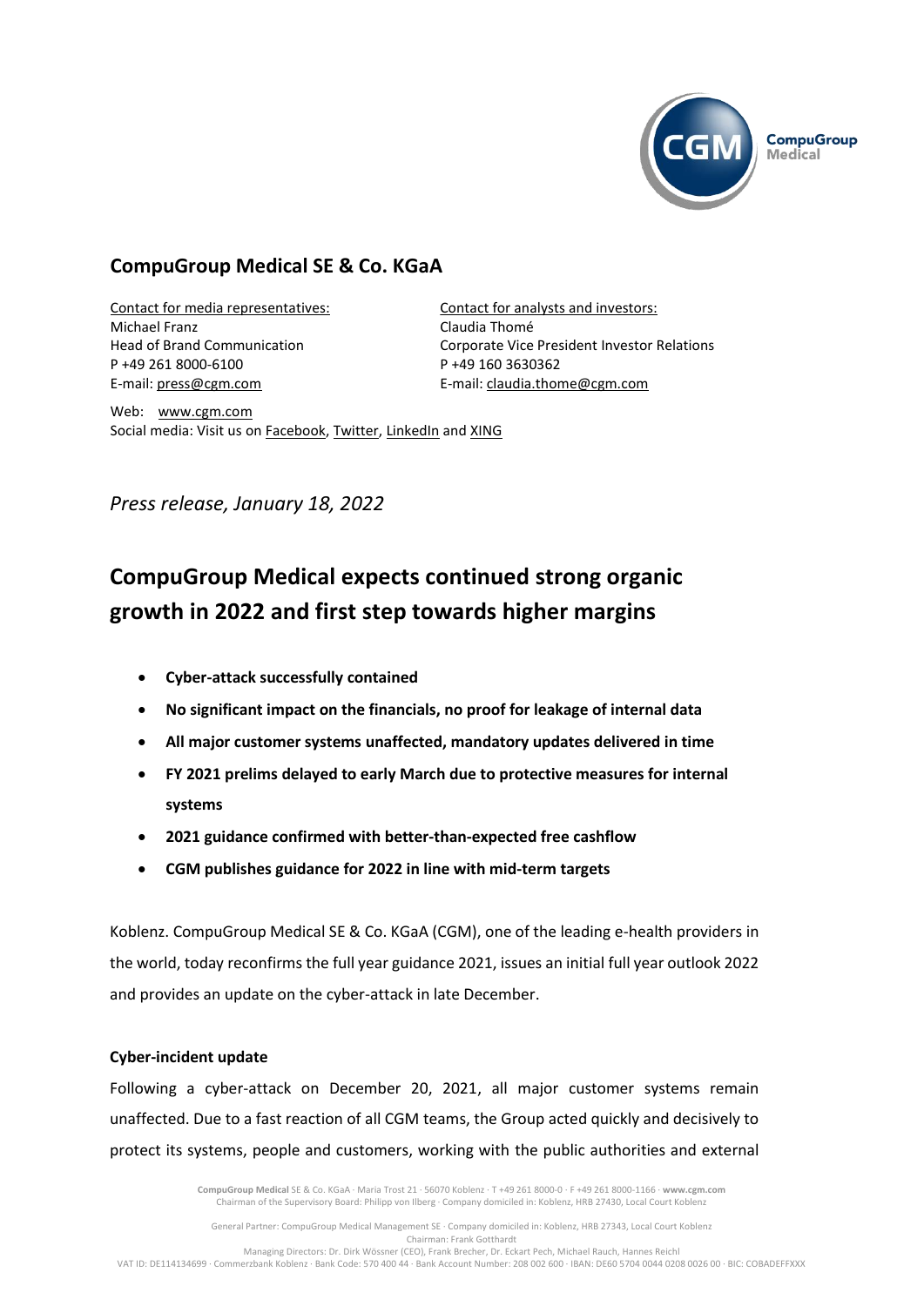## CompuGroup Medical SE & Co. KGaA

Contact for media representatives:
Michael Franz
Head of Brand Communication
P +49 261 8000-6100
E-mail: press@cgm.com

Contact for analysts and investors:
Claudia Thomé
Corporate Vice President Investor Relations
P +49 160 3630362
E-mail: claudia.thome@cgm.com

Web: www.cgm.com
Social media: Visit us on Facebook, Twitter, LinkedIn and XING

*Press release, January 18, 2022*

# CompuGroup Medical expects continued strong organic growth in 2022 and first step towards higher margins

- **Cyber-attack successfully contained**
- **No significant impact on the financials, no proof for leakage of internal data**
- **All major customer systems unaffected, mandatory updates delivered in time**
- **FY 2021 prelims delayed to early March due to protective measures for internal systems**
- **2021 guidance confirmed with better-than-expected free cashflow**
- **CGM publishes guidance for 2022 in line with mid-term targets**

Koblenz. CompuGroup Medical SE & Co. KGaA (CGM), one of the leading e-health providers in the world, today reconfirms the full year guidance 2021, issues an initial full year outlook 2022 and provides an update on the cyber-attack in late December.

### Cyber-incident update

Following a cyber-attack on December 20, 2021, all major customer systems remain unaffected. Due to a fast reaction of all CGM teams, the Group acted quickly and decisively to protect its systems, people and customers, working with the public authorities and external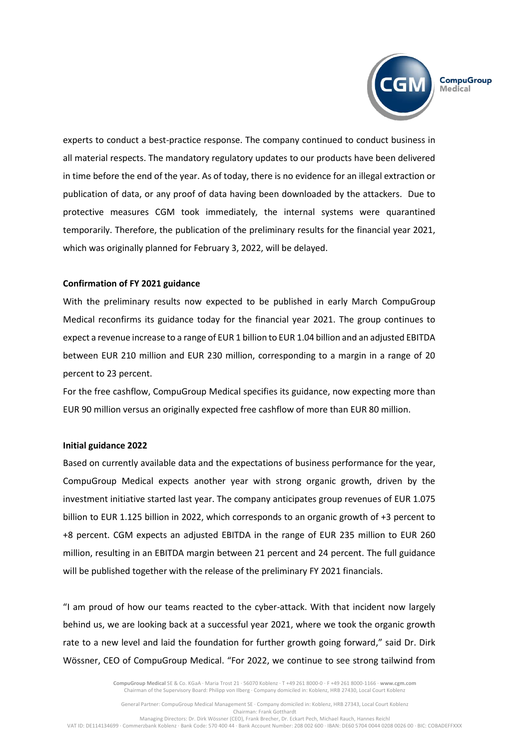experts to conduct a best-practice response. The company continued to conduct business in all material respects. The mandatory regulatory updates to our products have been delivered in time before the end of the year. As of today, there is no evidence for an illegal extraction or publication of data, or any proof of data having been downloaded by the attackers. Due to protective measures CGM took immediately, the internal systems were quarantined temporarily. Therefore, the publication of the preliminary results for the financial year 2021, which was originally planned for February 3, 2022, will be delayed.

**Confirmation of FY 2021 guidance**

With the preliminary results now expected to be published in early March CompuGroup Medical reconfirms its guidance today for the financial year 2021. The group continues to expect a revenue increase to a range of EUR 1 billion to EUR 1.04 billion and an adjusted EBITDA between EUR 210 million and EUR 230 million, corresponding to a margin in a range of 20 percent to 23 percent.

For the free cashflow, CompuGroup Medical specifies its guidance, now expecting more than EUR 90 million versus an originally expected free cashflow of more than EUR 80 million.

**Initial guidance 2022**

Based on currently available data and the expectations of business performance for the year, CompuGroup Medical expects another year with strong organic growth, driven by the investment initiative started last year. The company anticipates group revenues of EUR 1.075 billion to EUR 1.125 billion in 2022, which corresponds to an organic growth of +3 percent to +8 percent. CGM expects an adjusted EBITDA in the range of EUR 235 million to EUR 260 million, resulting in an EBITDA margin between 21 percent and 24 percent. The full guidance will be published together with the release of the preliminary FY 2021 financials.

"I am proud of how our teams reacted to the cyber-attack. With that incident now largely behind us, we are looking back at a successful year 2021, where we took the organic growth rate to a new level and laid the foundation for further growth going forward," said Dr. Dirk Wössner, CEO of CompuGroup Medical. "For 2022, we continue to see strong tailwind from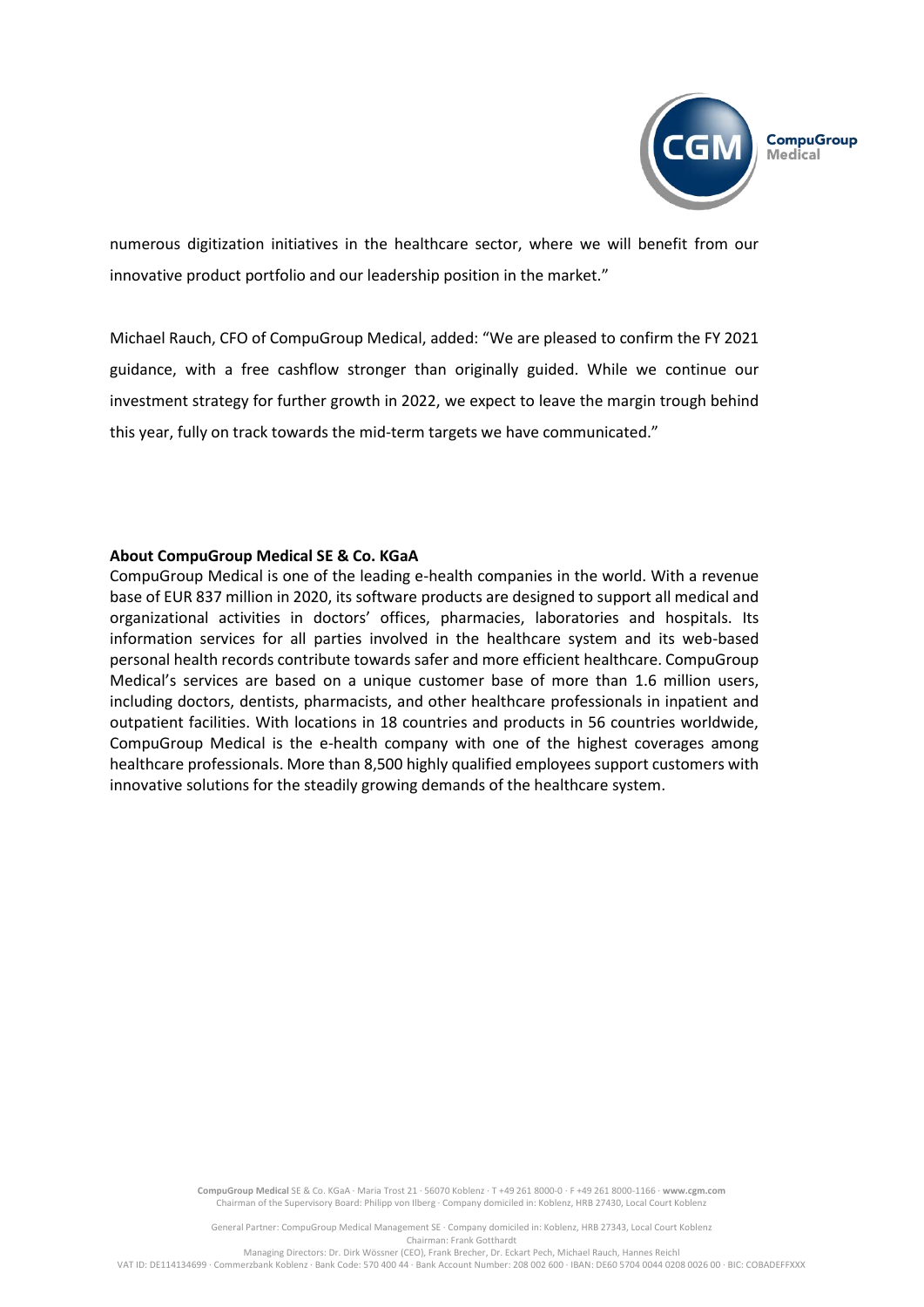numerous digitization initiatives in the healthcare sector, where we will benefit from our innovative product portfolio and our leadership position in the market."

Michael Rauch, CFO of CompuGroup Medical, added: "We are pleased to confirm the FY 2021 guidance, with a free cashflow stronger than originally guided. While we continue our investment strategy for further growth in 2022, we expect to leave the margin trough behind this year, fully on track towards the mid-term targets we have communicated."

**About CompuGroup Medical SE & Co. KGaA**

CompuGroup Medical is one of the leading e-health companies in the world. With a revenue base of EUR 837 million in 2020, its software products are designed to support all medical and organizational activities in doctors' offices, pharmacies, laboratories and hospitals. Its information services for all parties involved in the healthcare system and its web-based personal health records contribute towards safer and more efficient healthcare. CompuGroup Medical's services are based on a unique customer base of more than 1.6 million users, including doctors, dentists, pharmacists, and other healthcare professionals in inpatient and outpatient facilities. With locations in 18 countries and products in 56 countries worldwide, CompuGroup Medical is the e-health company with one of the highest coverages among healthcare professionals. More than 8,500 highly qualified employees support customers with innovative solutions for the steadily growing demands of the healthcare system.